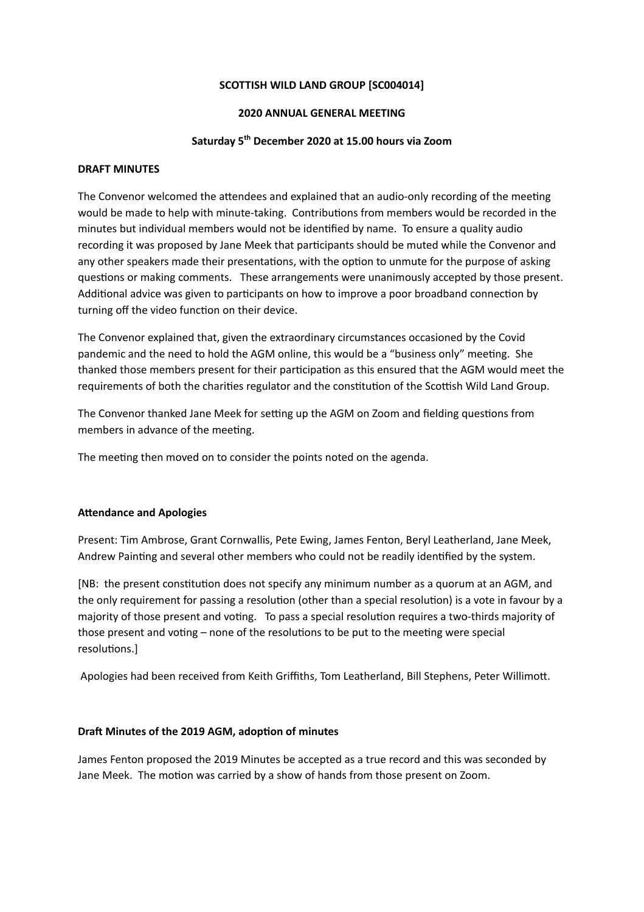**SCOTTISH WILD LAND GROUP [SC004014]**

**2020 ANNUAL GENERAL MEETING**

**Saturday 5th December 2020 at 15.00 hours via Zoom**

**DRAFT MINUTES**

The Convenor welcomed the attendees and explained that an audio-only recording of the meeting would be made to help with minute-taking. Contributions from members would be recorded in the minutes but individual members would not be identified by name. To ensure a quality audio recording it was proposed by Jane Meek that participants should be muted while the Convenor and any other speakers made their presentations, with the option to unmute for the purpose of asking questions or making comments. These arrangements were unanimously accepted by those present. Additional advice was given to participants on how to improve a poor broadband connection by turning off the video function on their device.

The Convenor explained that, given the extraordinary circumstances occasioned by the Covid pandemic and the need to hold the AGM online, this would be a "business only" meeting. She thanked those members present for their participation as this ensured that the AGM would meet the requirements of both the charities regulator and the constitution of the Scottish Wild Land Group.

The Convenor thanked Jane Meek for setting up the AGM on Zoom and fielding questions from members in advance of the meeting.

The meeting then moved on to consider the points noted on the agenda.

**Attendance and Apologies**

Present: Tim Ambrose, Grant Cornwallis, Pete Ewing, James Fenton, Beryl Leatherland, Jane Meek, Andrew Painting and several other members who could not be readily identified by the system.

[NB: the present constitution does not specify any minimum number as a quorum at an AGM, and the only requirement for passing a resolution (other than a special resolution) is a vote in favour by a majority of those present and voting. To pass a special resolution requires a two-thirds majority of those present and voting – none of the resolutions to be put to the meeting were special resolutions.]

Apologies had been received from Keith Griffiths, Tom Leatherland, Bill Stephens, Peter Willimott.

**Draft Minutes of the 2019 AGM, adoption of minutes**

James Fenton proposed the 2019 Minutes be accepted as a true record and this was seconded by Jane Meek. The motion was carried by a show of hands from those present on Zoom.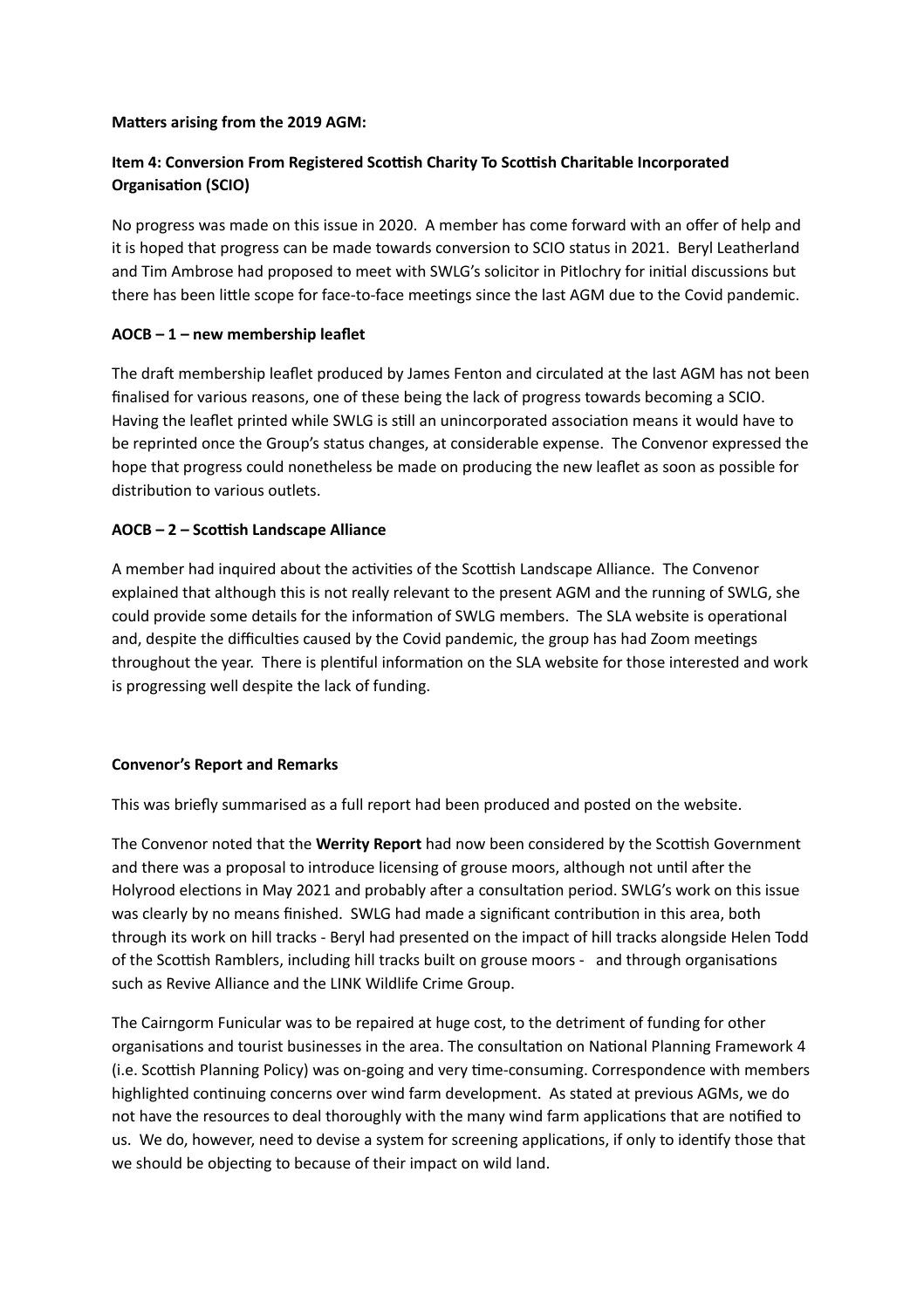**Matters arising from the 2019 AGM:**

**Item 4: Conversion From Registered Scottish Charity To Scottish Charitable Incorporated Organisation (SCIO)**

No progress was made on this issue in 2020. A member has come forward with an offer of help and it is hoped that progress can be made towards conversion to SCIO status in 2021. Beryl Leatherland and Tim Ambrose had proposed to meet with SWLG's solicitor in Pitlochry for initial discussions but there has been little scope for face-to-face meetings since the last AGM due to the Covid pandemic.

**AOCB – 1 – new membership leaflet**

The draft membership leaflet produced by James Fenton and circulated at the last AGM has not been finalised for various reasons, one of these being the lack of progress towards becoming a SCIO. Having the leaflet printed while SWLG is still an unincorporated association means it would have to be reprinted once the Group's status changes, at considerable expense. The Convenor expressed the hope that progress could nonetheless be made on producing the new leaflet as soon as possible for distribution to various outlets.

**AOCB – 2 – Scottish Landscape Alliance**

A member had inquired about the activities of the Scottish Landscape Alliance. The Convenor explained that although this is not really relevant to the present AGM and the running of SWLG, she could provide some details for the information of SWLG members. The SLA website is operational and, despite the difficulties caused by the Covid pandemic, the group has had Zoom meetings throughout the year. There is plentiful information on the SLA website for those interested and work is progressing well despite the lack of funding.

**Convenor's Report and Remarks**

This was briefly summarised as a full report had been produced and posted on the website.

The Convenor noted that the **Werrity Report** had now been considered by the Scottish Government and there was a proposal to introduce licensing of grouse moors, although not until after the Holyrood elections in May 2021 and probably after a consultation period. SWLG's work on this issue was clearly by no means finished. SWLG had made a significant contribution in this area, both through its work on hill tracks - Beryl had presented on the impact of hill tracks alongside Helen Todd of the Scottish Ramblers, including hill tracks built on grouse moors - and through organisations such as Revive Alliance and the LINK Wildlife Crime Group.

The Cairngorm Funicular was to be repaired at huge cost, to the detriment of funding for other organisations and tourist businesses in the area. The consultation on National Planning Framework 4 (i.e. Scottish Planning Policy) was on-going and very time-consuming. Correspondence with members highlighted continuing concerns over wind farm development. As stated at previous AGMs, we do not have the resources to deal thoroughly with the many wind farm applications that are notified to us. We do, however, need to devise a system for screening applications, if only to identify those that we should be objecting to because of their impact on wild land.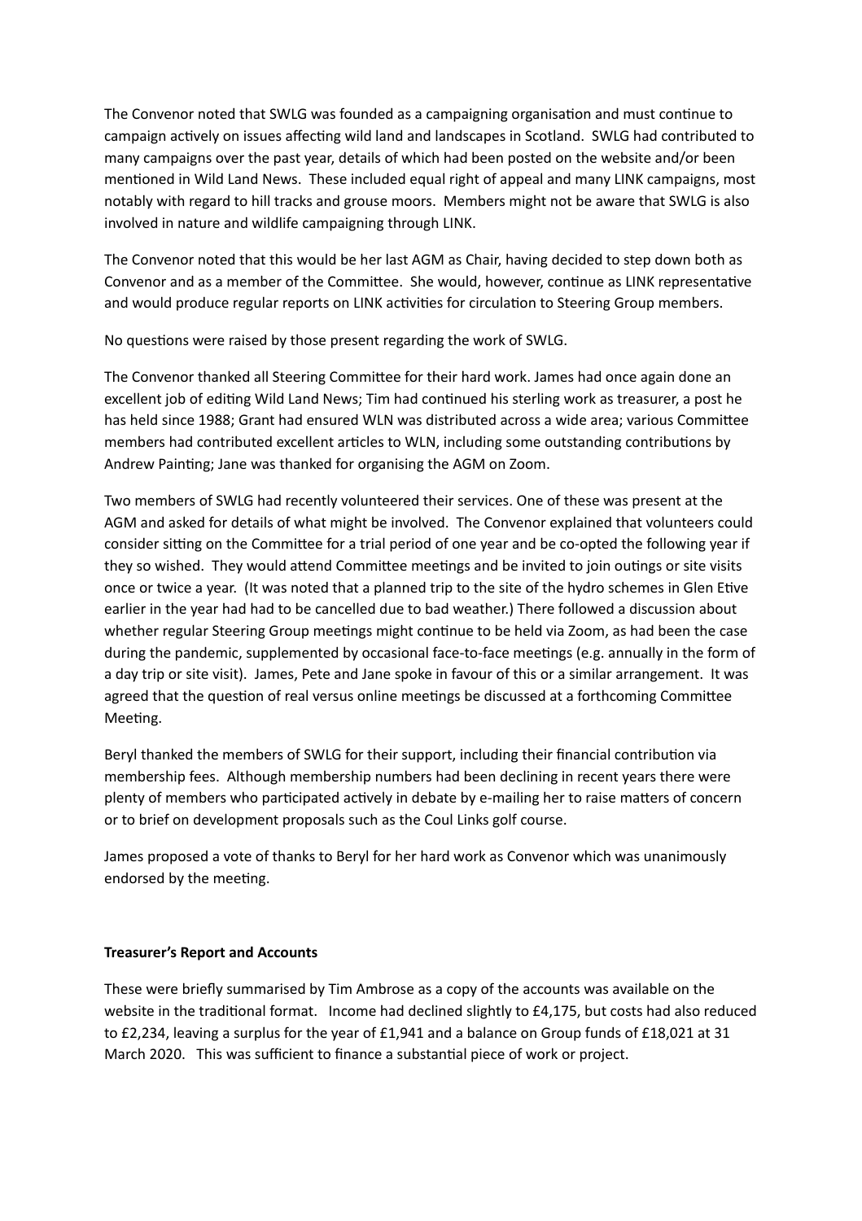The Convenor noted that SWLG was founded as a campaigning organisation and must continue to campaign actively on issues affecting wild land and landscapes in Scotland. SWLG had contributed to many campaigns over the past year, details of which had been posted on the website and/or been mentioned in Wild Land News. These included equal right of appeal and many LINK campaigns, most notably with regard to hill tracks and grouse moors. Members might not be aware that SWLG is also involved in nature and wildlife campaigning through LINK.

The Convenor noted that this would be her last AGM as Chair, having decided to step down both as Convenor and as a member of the Committee. She would, however, continue as LINK representative and would produce regular reports on LINK activities for circulation to Steering Group members.

No questions were raised by those present regarding the work of SWLG.

The Convenor thanked all Steering Committee for their hard work. James had once again done an excellent job of editing Wild Land News; Tim had continued his sterling work as treasurer, a post he has held since 1988; Grant had ensured WLN was distributed across a wide area; various Committee members had contributed excellent articles to WLN, including some outstanding contributions by Andrew Painting; Jane was thanked for organising the AGM on Zoom.

Two members of SWLG had recently volunteered their services. One of these was present at the AGM and asked for details of what might be involved. The Convenor explained that volunteers could consider sitting on the Committee for a trial period of one year and be co-opted the following year if they so wished. They would attend Committee meetings and be invited to join outings or site visits once or twice a year. (It was noted that a planned trip to the site of the hydro schemes in Glen Etive earlier in the year had had to be cancelled due to bad weather.) There followed a discussion about whether regular Steering Group meetings might continue to be held via Zoom, as had been the case during the pandemic, supplemented by occasional face-to-face meetings (e.g. annually in the form of a day trip or site visit). James, Pete and Jane spoke in favour of this or a similar arrangement. It was agreed that the question of real versus online meetings be discussed at a forthcoming Committee Meeting.

Beryl thanked the members of SWLG for their support, including their financial contribution via membership fees. Although membership numbers had been declining in recent years there were plenty of members who participated actively in debate by e-mailing her to raise matters of concern or to brief on development proposals such as the Coul Links golf course.

James proposed a vote of thanks to Beryl for her hard work as Convenor which was unanimously endorsed by the meeting.

**Treasurer's Report and Accounts**

These were briefly summarised by Tim Ambrose as a copy of the accounts was available on the website in the traditional format. Income had declined slightly to £4,175, but costs had also reduced to £2,234, leaving a surplus for the year of £1,941 and a balance on Group funds of £18,021 at 31 March 2020. This was sufficient to finance a substantial piece of work or project.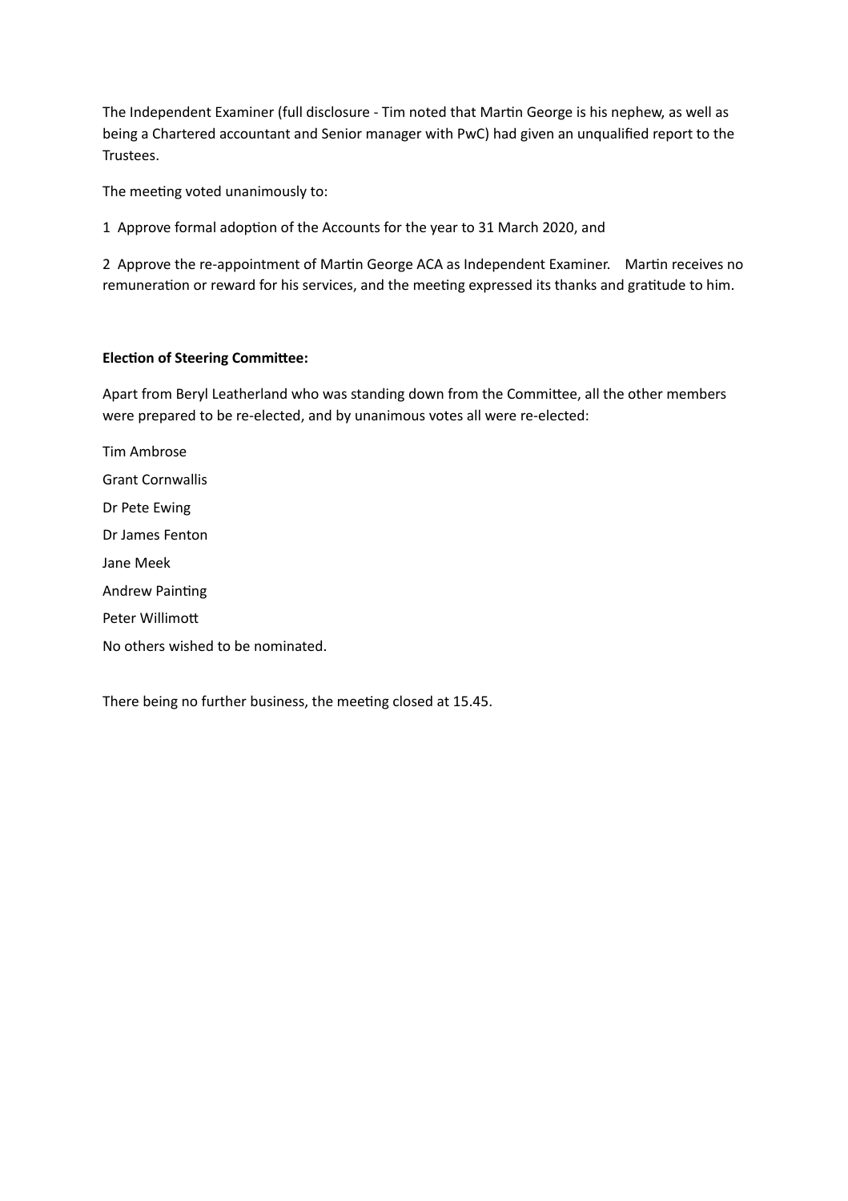The Independent Examiner (full disclosure - Tim noted that Martin George is his nephew, as well as being a Chartered accountant and Senior manager with PwC) had given an unqualified report to the Trustees.

The meeting voted unanimously to:

1 Approve formal adoption of the Accounts for the year to 31 March 2020, and

2 Approve the re-appointment of Martin George ACA as Independent Examiner. Martin receives no remuneration or reward for his services, and the meeting expressed its thanks and gratitude to him.

**Election of Steering Committee:**

Apart from Beryl Leatherland who was standing down from the Committee, all the other members were prepared to be re-elected, and by unanimous votes all were re-elected:

Tim Ambrose

Grant Cornwallis

Dr Pete Ewing

Dr James Fenton

Jane Meek

Andrew Painting

Peter Willimott

No others wished to be nominated.

There being no further business, the meeting closed at 15.45.